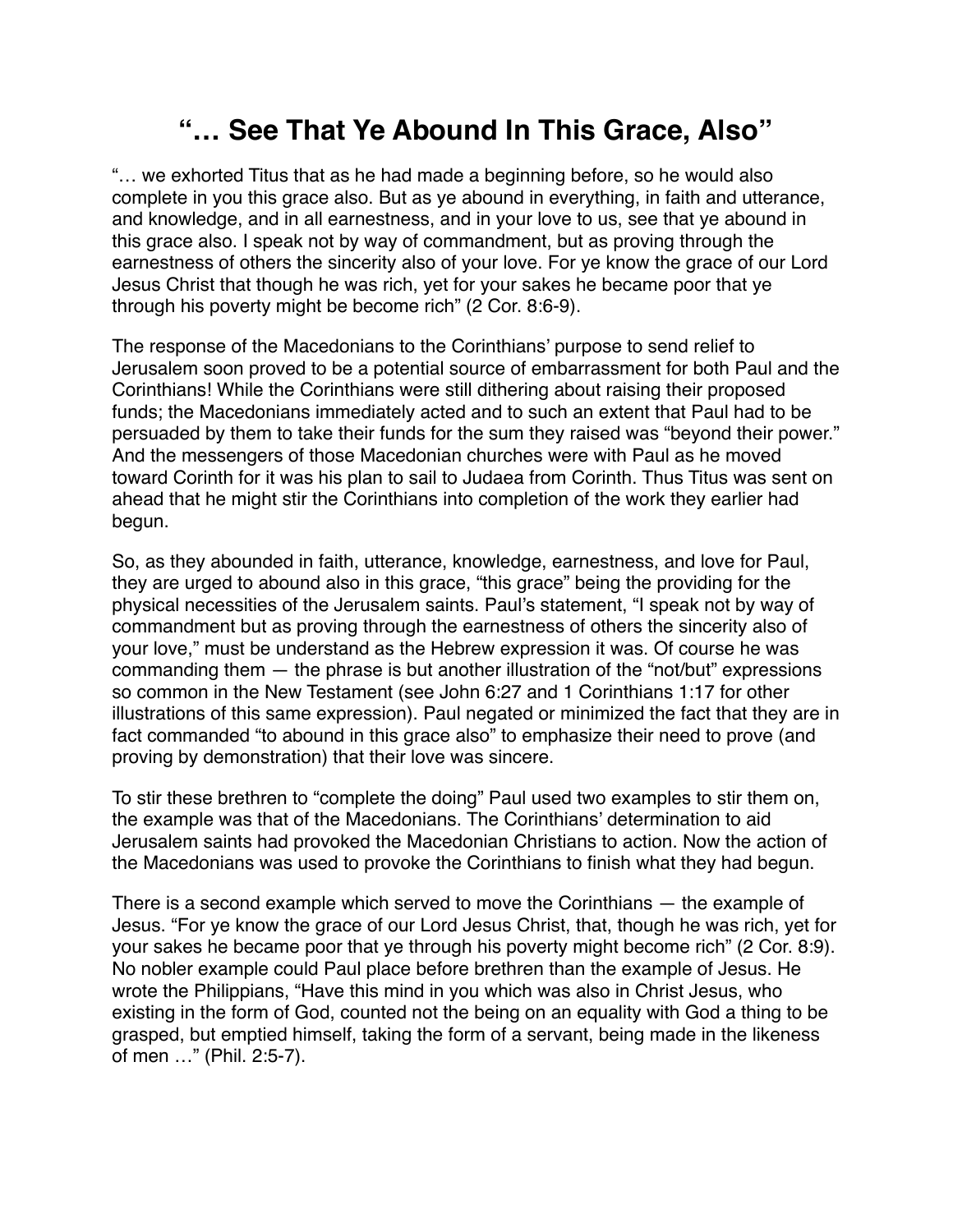# "… See That Ye Abound In This Grace, Also"

"… we exhorted Titus that as he had made a beginning before, so he would also complete in you this grace also. But as ye abound in everything, in faith and utterance, and knowledge, and in all earnestness, and in your love to us, see that ye abound in this grace also. I speak not by way of commandment, but as proving through the earnestness of others the sincerity also of your love. For ye know the grace of our Lord Jesus Christ that though he was rich, yet for your sakes he became poor that ye through his poverty might be become rich" (2 Cor. 8:6-9).

The response of the Macedonians to the Corinthians' purpose to send relief to Jerusalem soon proved to be a potential source of embarrassment for both Paul and the Corinthians! While the Corinthians were still dithering about raising their proposed funds; the Macedonians immediately acted and to such an extent that Paul had to be persuaded by them to take their funds for the sum they raised was "beyond their power." And the messengers of those Macedonian churches were with Paul as he moved toward Corinth for it was his plan to sail to Judaea from Corinth. Thus Titus was sent on ahead that he might stir the Corinthians into completion of the work they earlier had begun.

So, as they abounded in faith, utterance, knowledge, earnestness, and love for Paul, they are urged to abound also in this grace, "this grace" being the providing for the physical necessities of the Jerusalem saints. Paul's statement, "I speak not by way of commandment but as proving through the earnestness of others the sincerity also of your love," must be understand as the Hebrew expression it was. Of course he was commanding them — the phrase is but another illustration of the "not/but" expressions so common in the New Testament (see John 6:27 and 1 Corinthians 1:17 for other illustrations of this same expression). Paul negated or minimized the fact that they are in fact commanded "to abound in this grace also" to emphasize their need to prove (and proving by demonstration) that their love was sincere.

To stir these brethren to "complete the doing" Paul used two examples to stir them on, the example was that of the Macedonians. The Corinthians' determination to aid Jerusalem saints had provoked the Macedonian Christians to action. Now the action of the Macedonians was used to provoke the Corinthians to finish what they had begun.

There is a second example which served to move the Corinthians — the example of Jesus. "For ye know the grace of our Lord Jesus Christ, that, though he was rich, yet for your sakes he became poor that ye through his poverty might become rich" (2 Cor. 8:9). No nobler example could Paul place before brethren than the example of Jesus. He wrote the Philippians, "Have this mind in you which was also in Christ Jesus, who existing in the form of God, counted not the being on an equality with God a thing to be grasped, but emptied himself, taking the form of a servant, being made in the likeness of men …" (Phil. 2:5-7).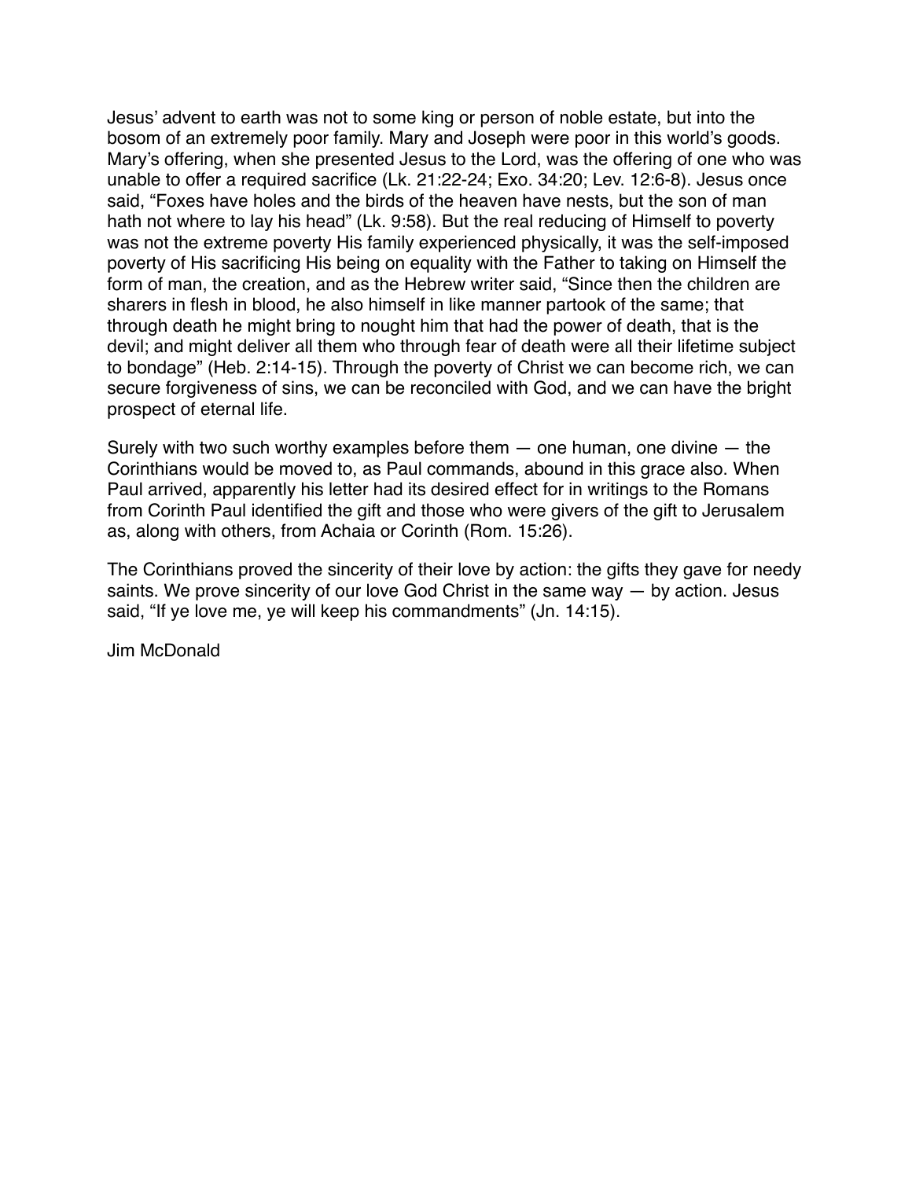Jesus' advent to earth was not to some king or person of noble estate, but into the bosom of an extremely poor family. Mary and Joseph were poor in this world's goods. Mary's offering, when she presented Jesus to the Lord, was the offering of one who was unable to offer a required sacrifice (Lk. 21:22-24; Exo. 34:20; Lev. 12:6-8). Jesus once said, "Foxes have holes and the birds of the heaven have nests, but the son of man hath not where to lay his head" (Lk. 9:58). But the real reducing of Himself to poverty was not the extreme poverty His family experienced physically, it was the self-imposed poverty of His sacrificing His being on equality with the Father to taking on Himself the form of man, the creation, and as the Hebrew writer said, "Since then the children are sharers in flesh in blood, he also himself in like manner partook of the same; that through death he might bring to nought him that had the power of death, that is the devil; and might deliver all them who through fear of death were all their lifetime subject to bondage" (Heb. 2:14-15). Through the poverty of Christ we can become rich, we can secure forgiveness of sins, we can be reconciled with God, and we can have the bright prospect of eternal life.

Surely with two such worthy examples before them — one human, one divine — the Corinthians would be moved to, as Paul commands, abound in this grace also. When Paul arrived, apparently his letter had its desired effect for in writings to the Romans from Corinth Paul identified the gift and those who were givers of the gift to Jerusalem as, along with others, from Achaia or Corinth (Rom. 15:26).

The Corinthians proved the sincerity of their love by action: the gifts they gave for needy saints. We prove sincerity of our love God Christ in the same way — by action. Jesus said, "If ye love me, ye will keep his commandments" (Jn. 14:15).

Jim McDonald